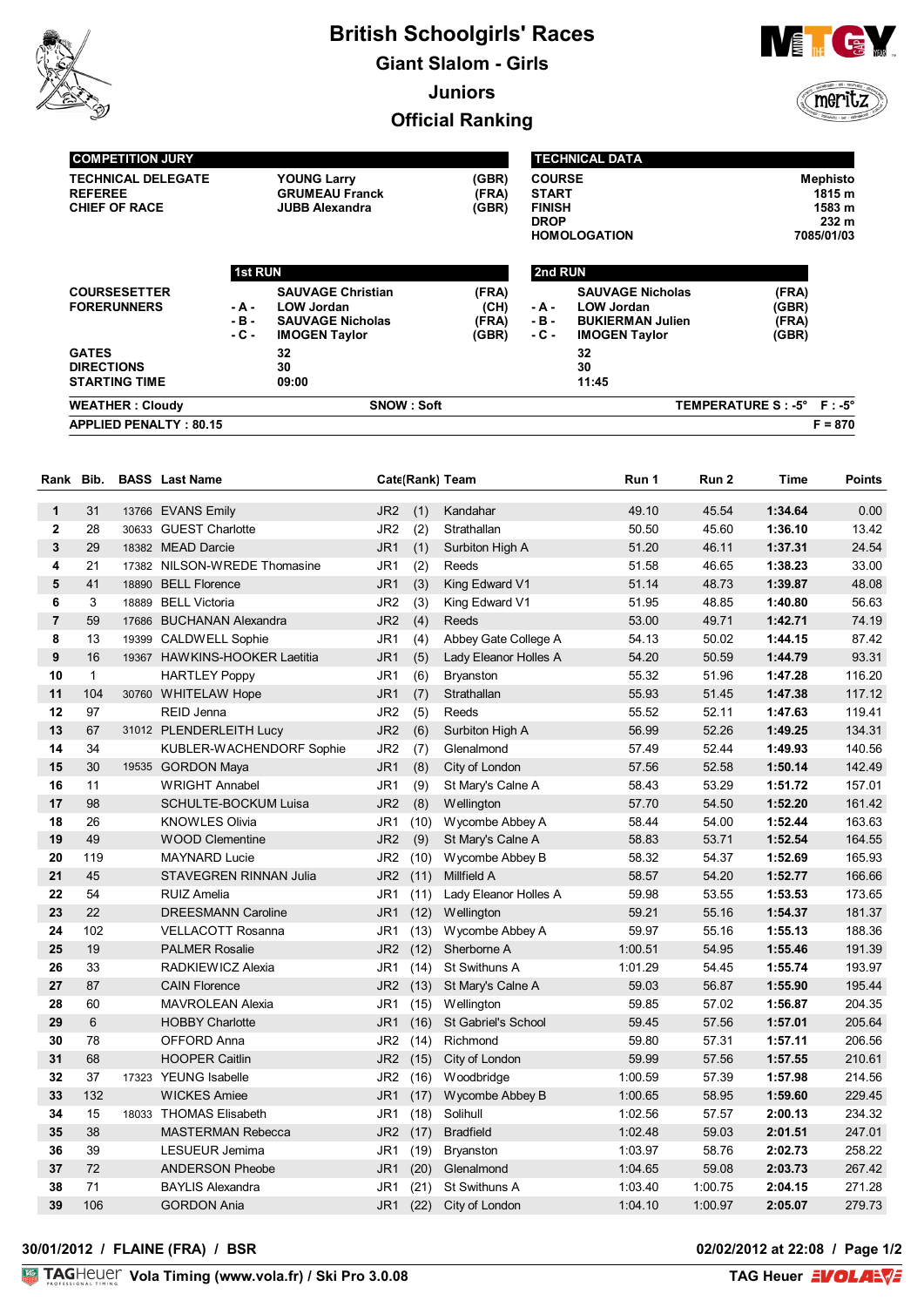# British Schoolgirls' Races

## Giant Slalom - Girls

## Juniors

## Official Ranking

| COMPETITION JURY | | | |
|---|---|---|---|
| TECHNICAL DELEGATE | | YOUNG Larry | (GBR) |
| REFEREE | | GRUMEAU Franck | (FRA) |
| CHIEF OF RACE | | JUBB Alexandra | (GBR) |

| TECHNICAL DATA | |
|---|---|
| COURSE | Mephisto |
| START | 1815 m |
| FINISH | 1583 m |
| DROP | 232 m |
| HOMOLOGATION | 7085/01/03 |

| | 1st RUN | | | 2nd RUN | | |
|---|---|---|---|---|---|---|
| COURSESETTER | | SAUVAGE Christian | (FRA) | | SAUVAGE Nicholas | (FRA) |
| FORERUNNERS | - A - | LOW Jordan | (CH) | - A - | LOW Jordan | (GBR) |
| | - B - | SAUVAGE Nicholas | (FRA) | - B - | BUKIERMAN Julien | (FRA) |
| | - C - | IMOGEN Taylor | (GBR) | - C - | IMOGEN Taylor | (GBR) |
| GATES | | 32 | | | 32 | |
| DIRECTIONS | | 30 | | | 30 | |
| STARTING TIME | | 09:00 | | | 11:45 | |

WEATHER : Cloudy — SNOW : Soft — TEMPERATURE S : -5° F : -5°

APPLIED PENALTY : 80.15 — F = 870

| Rank | Bib. | BASS | Last Name | Cate(Rank) | Team | Run 1 | Run 2 | Time | Points |
|---|---|---|---|---|---|---|---|---|---|
| 1 | 31 | 13766 | EVANS Emily | JR2 (1) | Kandahar | 49.10 | 45.54 | 1:34.64 | 0.00 |
| 2 | 28 | 30633 | GUEST Charlotte | JR2 (2) | Strathallan | 50.50 | 45.60 | 1:36.10 | 13.42 |
| 3 | 29 | 18382 | MEAD Darcie | JR1 (1) | Surbiton High A | 51.20 | 46.11 | 1:37.31 | 24.54 |
| 4 | 21 | 17382 | NILSON-WREDE Thomasine | JR1 (2) | Reeds | 51.58 | 46.65 | 1:38.23 | 33.00 |
| 5 | 41 | 18890 | BELL Florence | JR1 (3) | King Edward V1 | 51.14 | 48.73 | 1:39.87 | 48.08 |
| 6 | 3 | 18889 | BELL Victoria | JR2 (3) | King Edward V1 | 51.95 | 48.85 | 1:40.80 | 56.63 |
| 7 | 59 | 17686 | BUCHANAN Alexandra | JR2 (4) | Reeds | 53.00 | 49.71 | 1:42.71 | 74.19 |
| 8 | 13 | 19399 | CALDWELL Sophie | JR1 (4) | Abbey Gate College A | 54.13 | 50.02 | 1:44.15 | 87.42 |
| 9 | 16 | 19367 | HAWKINS-HOOKER Laetitia | JR1 (5) | Lady Eleanor Holles A | 54.20 | 50.59 | 1:44.79 | 93.31 |
| 10 | 1 | | HARTLEY Poppy | JR1 (6) | Bryanston | 55.32 | 51.96 | 1:47.28 | 116.20 |
| 11 | 104 | 30760 | WHITELAW Hope | JR1 (7) | Strathallan | 55.93 | 51.45 | 1:47.38 | 117.12 |
| 12 | 97 | | REID Jenna | JR2 (5) | Reeds | 55.52 | 52.11 | 1:47.63 | 119.41 |
| 13 | 67 | 31012 | PLENDERLEITH Lucy | JR2 (6) | Surbiton High A | 56.99 | 52.26 | 1:49.25 | 134.31 |
| 14 | 34 | | KUBLER-WACHENDORF Sophie | JR2 (7) | Glenalmond | 57.49 | 52.44 | 1:49.93 | 140.56 |
| 15 | 30 | 19535 | GORDON Maya | JR1 (8) | City of London | 57.56 | 52.58 | 1:50.14 | 142.49 |
| 16 | 11 | | WRIGHT Annabel | JR1 (9) | St Mary's Calne A | 58.43 | 53.29 | 1:51.72 | 157.01 |
| 17 | 98 | | SCHULTE-BOCKUM Luisa | JR2 (8) | Wellington | 57.70 | 54.50 | 1:52.20 | 161.42 |
| 18 | 26 | | KNOWLES Olivia | JR1 (10) | Wycombe Abbey A | 58.44 | 54.00 | 1:52.44 | 163.63 |
| 19 | 49 | | WOOD Clementine | JR2 (9) | St Mary's Calne A | 58.83 | 53.71 | 1:52.54 | 164.55 |
| 20 | 119 | | MAYNARD Lucie | JR2 (10) | Wycombe Abbey B | 58.32 | 54.37 | 1:52.69 | 165.93 |
| 21 | 45 | | STAVEGREN RINNAN Julia | JR2 (11) | Millfield A | 58.57 | 54.20 | 1:52.77 | 166.66 |
| 22 | 54 | | RUIZ Amelia | JR1 (11) | Lady Eleanor Holles A | 59.98 | 53.55 | 1:53.53 | 173.65 |
| 23 | 22 | | DREESMANN Caroline | JR1 (12) | Wellington | 59.21 | 55.16 | 1:54.37 | 181.37 |
| 24 | 102 | | VELLACOTT Rosanna | JR1 (13) | Wycombe Abbey A | 59.97 | 55.16 | 1:55.13 | 188.36 |
| 25 | 19 | | PALMER Rosalie | JR2 (12) | Sherborne A | 1:00.51 | 54.95 | 1:55.46 | 191.39 |
| 26 | 33 | | RADKIEWICZ Alexia | JR1 (14) | St Swithuns A | 1:01.29 | 54.45 | 1:55.74 | 193.97 |
| 27 | 87 | | CAIN Florence | JR2 (13) | St Mary's Calne A | 59.03 | 56.87 | 1:55.90 | 195.44 |
| 28 | 60 | | MAVROLEAN Alexia | JR1 (15) | Wellington | 59.85 | 57.02 | 1:56.87 | 204.35 |
| 29 | 6 | | HOBBY Charlotte | JR1 (16) | St Gabriel's School | 59.45 | 57.56 | 1:57.01 | 205.64 |
| 30 | 78 | | OFFORD Anna | JR2 (14) | Richmond | 59.80 | 57.31 | 1:57.11 | 206.56 |
| 31 | 68 | | HOOPER Caitlin | JR2 (15) | City of London | 59.99 | 57.56 | 1:57.55 | 210.61 |
| 32 | 37 | 17323 | YEUNG Isabelle | JR2 (16) | Woodbridge | 1:00.59 | 57.39 | 1:57.98 | 214.56 |
| 33 | 132 | | WICKES Amiee | JR1 (17) | Wycombe Abbey B | 1:00.65 | 58.95 | 1:59.60 | 229.45 |
| 34 | 15 | 18033 | THOMAS Elisabeth | JR1 (18) | Solihull | 1:02.56 | 57.57 | 2:00.13 | 234.32 |
| 35 | 38 | | MASTERMAN Rebecca | JR2 (17) | Bradfield | 1:02.48 | 59.03 | 2:01.51 | 247.01 |
| 36 | 39 | | LESUEUR Jemima | JR1 (19) | Bryanston | 1:03.97 | 58.76 | 2:02.73 | 258.22 |
| 37 | 72 | | ANDERSON Pheobe | JR1 (20) | Glenalmond | 1:04.65 | 59.08 | 2:03.73 | 267.42 |
| 38 | 71 | | BAYLIS Alexandra | JR1 (21) | St Swithuns A | 1:03.40 | 1:00.75 | 2:04.15 | 271.28 |
| 39 | 106 | | GORDON Ania | JR1 (22) | City of London | 1:04.10 | 1:00.97 | 2:05.07 | 279.73 |

30/01/2012 / FLAINE (FRA) / BSR — 02/02/2012 at 22:08

TAG Heuer Vola Timing (www.vola.fr) / Ski Pro 3.0.08 — TAG Heuer VOLA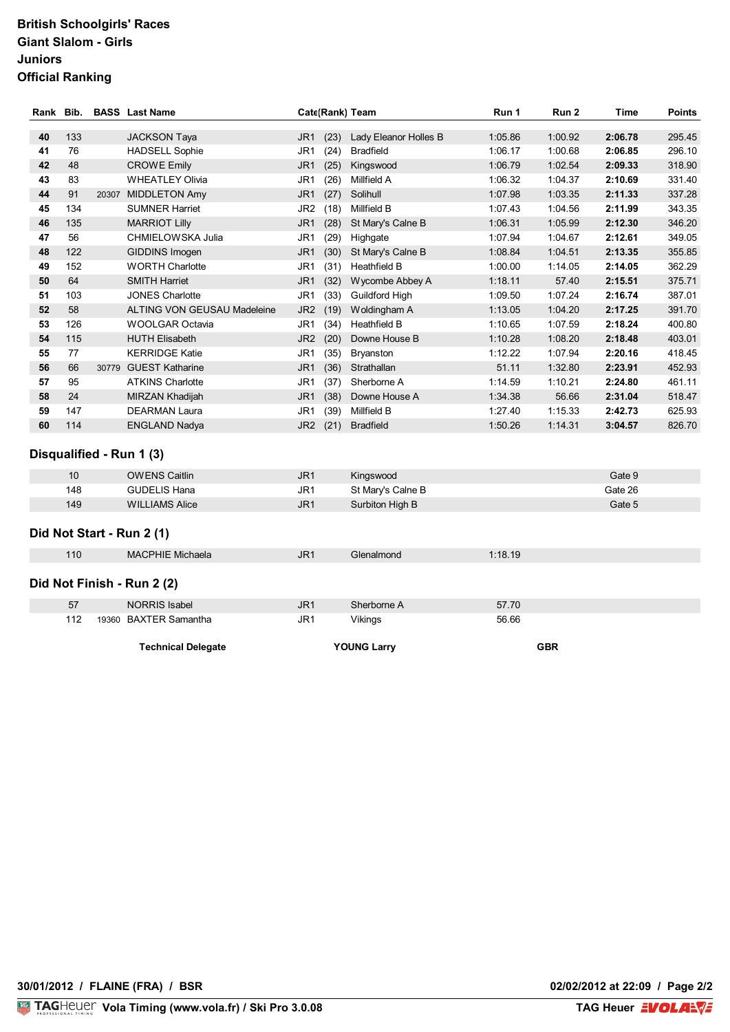**British Schoolgirls' Races**
**Giant Slalom - Girls**
**Juniors**
**Official Ranking**

| Rank | Bib. | BASS | Last Name | Cate | (Rank) | Team | Run 1 | Run 2 | Time | Points |
|---|---|---|---|---|---|---|---|---|---|---|
| 40 | 133 | | JACKSON Taya | JR1 | (23) | Lady Eleanor Holles B | 1:05.86 | 1:00.92 | 2:06.78 | 295.45 |
| 41 | 76 | | HADSELL Sophie | JR1 | (24) | Bradfield | 1:06.17 | 1:00.68 | 2:06.85 | 296.10 |
| 42 | 48 | | CROWE Emily | JR1 | (25) | Kingswood | 1:06.79 | 1:02.54 | 2:09.33 | 318.90 |
| 43 | 83 | | WHEATLEY Olivia | JR1 | (26) | Millfield A | 1:06.32 | 1:04.37 | 2:10.69 | 331.40 |
| 44 | 91 | 20307 | MIDDLETON Amy | JR1 | (27) | Solihull | 1:07.98 | 1:03.35 | 2:11.33 | 337.28 |
| 45 | 134 | | SUMNER Harriet | JR2 | (18) | Millfield B | 1:07.43 | 1:04.56 | 2:11.99 | 343.35 |
| 46 | 135 | | MARRIOT Lilly | JR1 | (28) | St Mary's Calne B | 1:06.31 | 1:05.99 | 2:12.30 | 346.20 |
| 47 | 56 | | CHMIELOWSKA Julia | JR1 | (29) | Highgate | 1:07.94 | 1:04.67 | 2:12.61 | 349.05 |
| 48 | 122 | | GIDDINS Imogen | JR1 | (30) | St Mary's Calne B | 1:08.84 | 1:04.51 | 2:13.35 | 355.85 |
| 49 | 152 | | WORTH Charlotte | JR1 | (31) | Heathfield B | 1:00.00 | 1:14.05 | 2:14.05 | 362.29 |
| 50 | 64 | | SMITH Harriet | JR1 | (32) | Wycombe Abbey A | 1:18.11 | 57.40 | 2:15.51 | 375.71 |
| 51 | 103 | | JONES Charlotte | JR1 | (33) | Guildford High | 1:09.50 | 1:07.24 | 2:16.74 | 387.01 |
| 52 | 58 | | ALTING VON GEUSAU Madeleine | JR2 | (19) | Woldingham A | 1:13.05 | 1:04.20 | 2:17.25 | 391.70 |
| 53 | 126 | | WOOLGAR Octavia | JR1 | (34) | Heathfield B | 1:10.65 | 1:07.59 | 2:18.24 | 400.80 |
| 54 | 115 | | HUTH Elisabeth | JR2 | (20) | Downe House B | 1:10.28 | 1:08.20 | 2:18.48 | 403.01 |
| 55 | 77 | | KERRIDGE Katie | JR1 | (35) | Bryanston | 1:12.22 | 1:07.94 | 2:20.16 | 418.45 |
| 56 | 66 | 30779 | GUEST Katharine | JR1 | (36) | Strathallan | 51.11 | 1:32.80 | 2:23.91 | 452.93 |
| 57 | 95 | | ATKINS Charlotte | JR1 | (37) | Sherborne A | 1:14.59 | 1:10.21 | 2:24.80 | 461.11 |
| 58 | 24 | | MIRZAN Khadijah | JR1 | (38) | Downe House A | 1:34.38 | 56.66 | 2:31.04 | 518.47 |
| 59 | 147 | | DEARMAN Laura | JR1 | (39) | Millfield B | 1:27.40 | 1:15.33 | 2:42.73 | 625.93 |
| 60 | 114 | | ENGLAND Nadya | JR2 | (21) | Bradfield | 1:50.26 | 1:14.31 | 3:04.57 | 826.70 |

## Disqualified - Run 1 (3)

| Bib. | BASS | Last Name | Cate | Team | Reason |
|---|---|---|---|---|---|
| 10 | | OWENS Caitlin | JR1 | Kingswood | Gate 9 |
| 148 | | GUDELIS Hana | JR1 | St Mary's Calne B | Gate 26 |
| 149 | | WILLIAMS Alice | JR1 | Surbiton High B | Gate 5 |

## Did Not Start - Run 2 (1)

| Bib. | BASS | Last Name | Cate | Team | Run 1 |
|---|---|---|---|---|---|
| 110 | | MACPHIE Michaela | JR1 | Glenalmond | 1:18.19 |

## Did Not Finish - Run 2 (2)

| Bib. | BASS | Last Name | Cate | Team | Run 1 |
|---|---|---|---|---|---|
| 57 | | NORRIS Isabel | JR1 | Sherborne A | 57.70 |
| 112 | 19360 | BAXTER Samantha | JR1 | Vikings | 56.66 |

**Technical Delegate** **YOUNG Larry** **GBR**

**30/01/2012 / FLAINE (FRA) / BSR**

**02/02/2012 at 22:09**

TAGHeuer Vola Timing (www.vola.fr) / Ski Pro 3.0.08 — TAG Heuer VOLA